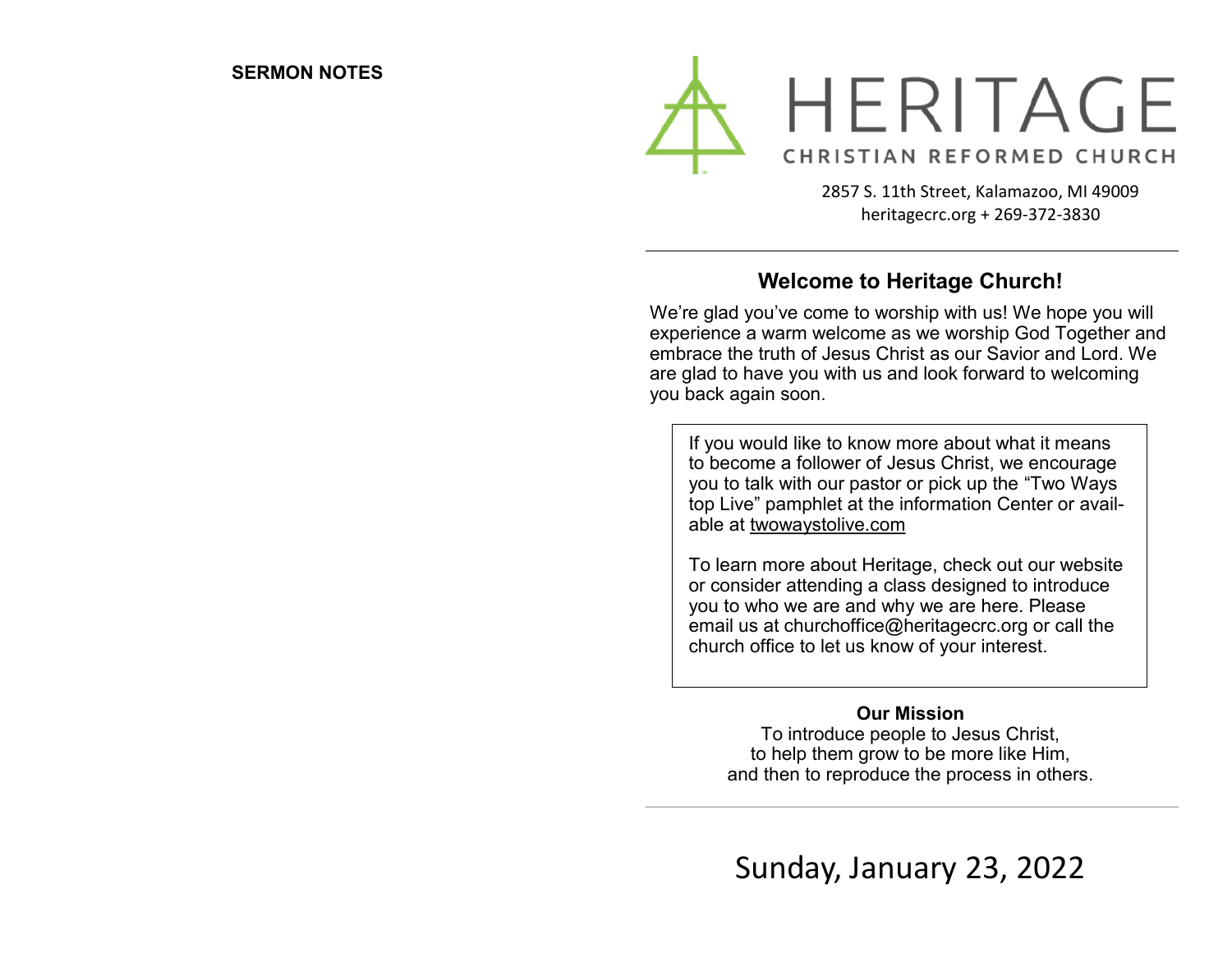**SERMON NOTES**

# HERITAGE

CHRISTIAN REFORMED CHURCH

2857 S. 11th Street, Kalamazoo, MI 49009
heritagecrc.org + 269-372-3830

## Welcome to Heritage Church!

We're glad you've come to worship with us! We hope you will experience a warm welcome as we worship God Together and embrace the truth of Jesus Christ as our Savior and Lord. We are glad to have you with us and look forward to welcoming you back again soon.

If you would like to know more about what it means to become a follower of Jesus Christ, we encourage you to talk with our pastor or pick up the "Two Ways top Live" pamphlet at the information Center or available at twowaystolive.com

To learn more about Heritage, check out our website or consider attending a class designed to introduce you to who we are and why we are here. Please email us at churchoffice@heritagecrc.org or call the church office to let us know of your interest.

**Our Mission**

To introduce people to Jesus Christ,
to help them grow to be more like Him,
and then to reproduce the process in others.

Sunday, January 23, 2022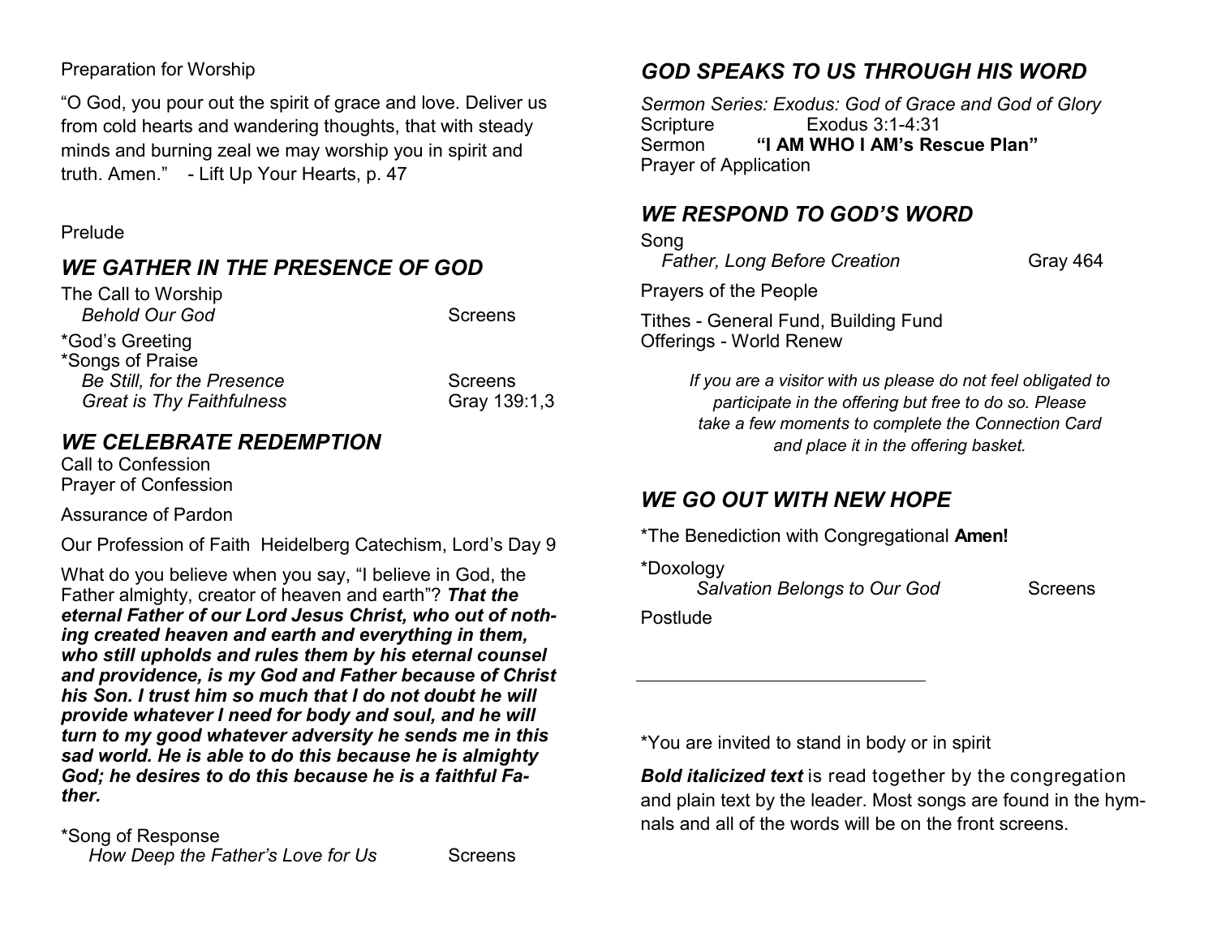Preparation for Worship

"O God, you pour out the spirit of grace and love. Deliver us from cold hearts and wandering thoughts, that with steady minds and burning zeal we may worship you in spirit and truth. Amen." - Lift Up Your Hearts, p. 47

Prelude

## *WE GATHER IN THE PRESENCE OF GOD*

The Call to Worship
*Behold Our God* — Screens

*God's Greeting
*Songs of Praise
*Be Still, for the Presence* — Screens
*Great is Thy Faithfulness* — Gray 139:1,3

## *WE CELEBRATE REDEMPTION*

Call to Confession
Prayer of Confession

Assurance of Pardon

Our Profession of Faith Heidelberg Catechism, Lord's Day 9

What do you believe when you say, "I believe in God, the Father almighty, creator of heaven and earth"? ***That the eternal Father of our Lord Jesus Christ, who out of nothing created heaven and earth and everything in them, who still upholds and rules them by his eternal counsel and providence, is my God and Father because of Christ his Son. I trust him so much that I do not doubt he will provide whatever I need for body and soul, and he will turn to my good whatever adversity he sends me in this sad world. He is able to do this because he is almighty God; he desires to do this because he is a faithful Father.***

*Song of Response
*How Deep the Father's Love for Us* — Screens

## *GOD SPEAKS TO US THROUGH HIS WORD*

*Sermon Series: Exodus: God of Grace and God of Glory*
Scripture — Exodus 3:1-4:31
Sermon — **"I AM WHO I AM's Rescue Plan"**
Prayer of Application

## *WE RESPOND TO GOD'S WORD*

Song
*Father, Long Before Creation* — Gray 464

Prayers of the People

Tithes - General Fund, Building Fund
Offerings - World Renew

*If you are a visitor with us please do not feel obligated to participate in the offering but free to do so. Please take a few moments to complete the Connection Card and place it in the offering basket.*

## *WE GO OUT WITH NEW HOPE*

*The Benediction with Congregational **Amen!**

*Doxology
*Salvation Belongs to Our God* — Screens

Postlude

---

*You are invited to stand in body or in spirit

***Bold italicized text*** is read together by the congregation and plain text by the leader. Most songs are found in the hymnals and all of the words will be on the front screens.